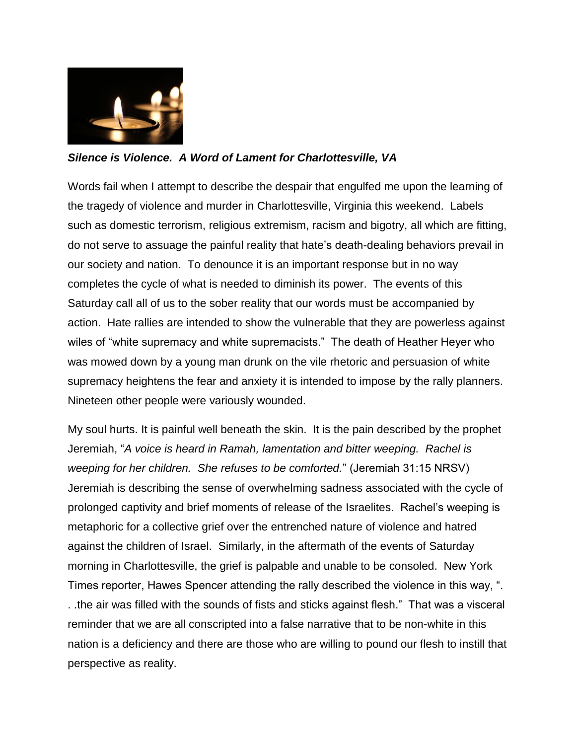***Silence is Violence. A Word of Lament for Charlottesville, VA***

Words fail when I attempt to describe the despair that engulfed me upon the learning of the tragedy of violence and murder in Charlottesville, Virginia this weekend. Labels such as domestic terrorism, religious extremism, racism and bigotry, all which are fitting, do not serve to assuage the painful reality that hate's death-dealing behaviors prevail in our society and nation. To denounce it is an important response but in no way completes the cycle of what is needed to diminish its power. The events of this Saturday call all of us to the sober reality that our words must be accompanied by action. Hate rallies are intended to show the vulnerable that they are powerless against wiles of "white supremacy and white supremacists." The death of Heather Heyer who was mowed down by a young man drunk on the vile rhetoric and persuasion of white supremacy heightens the fear and anxiety it is intended to impose by the rally planners. Nineteen other people were variously wounded.

My soul hurts. It is painful well beneath the skin. It is the pain described by the prophet Jeremiah, "*A voice is heard in Ramah, lamentation and bitter weeping. Rachel is weeping for her children. She refuses to be comforted.*" (Jeremiah 31:15 NRSV) Jeremiah is describing the sense of overwhelming sadness associated with the cycle of prolonged captivity and brief moments of release of the Israelites. Rachel's weeping is metaphoric for a collective grief over the entrenched nature of violence and hatred against the children of Israel. Similarly, in the aftermath of the events of Saturday morning in Charlottesville, the grief is palpable and unable to be consoled. New York Times reporter, Hawes Spencer attending the rally described the violence in this way, ". . .the air was filled with the sounds of fists and sticks against flesh." That was a visceral reminder that we are all conscripted into a false narrative that to be non-white in this nation is a deficiency and there are those who are willing to pound our flesh to instill that perspective as reality.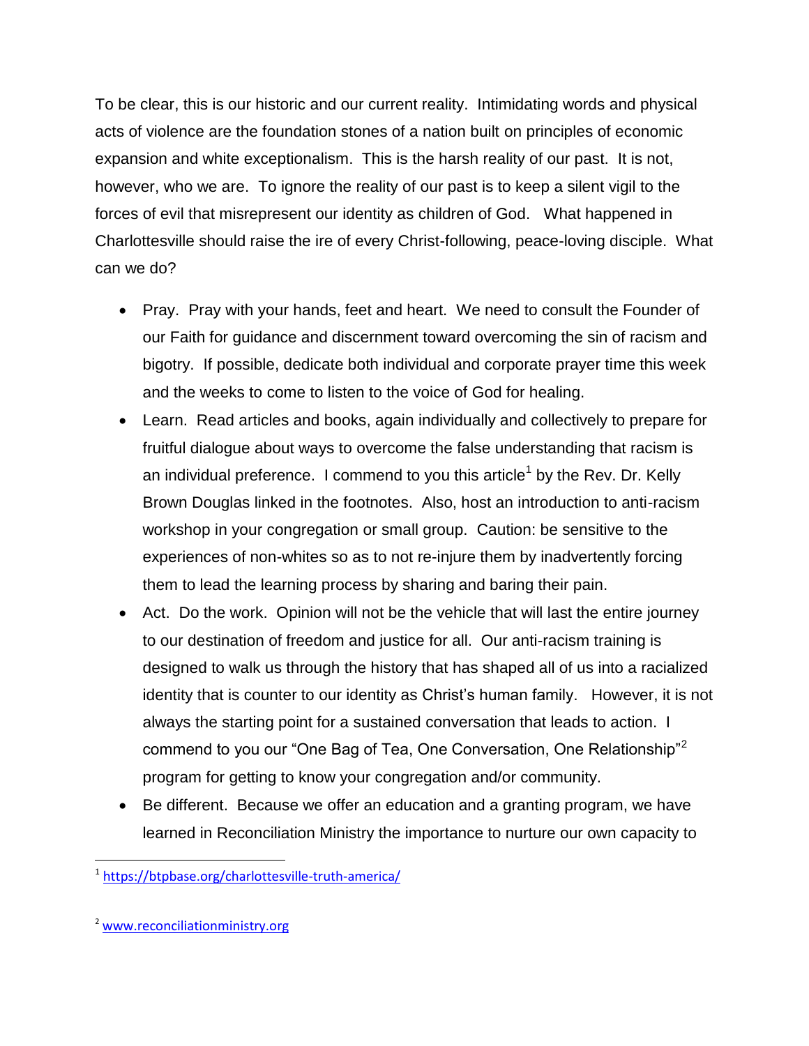To be clear, this is our historic and our current reality. Intimidating words and physical acts of violence are the foundation stones of a nation built on principles of economic expansion and white exceptionalism. This is the harsh reality of our past. It is not, however, who we are. To ignore the reality of our past is to keep a silent vigil to the forces of evil that misrepresent our identity as children of God. What happened in Charlottesville should raise the ire of every Christ-following, peace-loving disciple. What can we do?

- Pray. Pray with your hands, feet and heart. We need to consult the Founder of our Faith for guidance and discernment toward overcoming the sin of racism and bigotry. If possible, dedicate both individual and corporate prayer time this week and the weeks to come to listen to the voice of God for healing.
- Learn. Read articles and books, again individually and collectively to prepare for fruitful dialogue about ways to overcome the false understanding that racism is an individual preference. I commend to you this article[1] by the Rev. Dr. Kelly Brown Douglas linked in the footnotes. Also, host an introduction to anti-racism workshop in your congregation or small group. Caution: be sensitive to the experiences of non-whites so as to not re-injure them by inadvertently forcing them to lead the learning process by sharing and baring their pain.
- Act. Do the work. Opinion will not be the vehicle that will last the entire journey to our destination of freedom and justice for all. Our anti-racism training is designed to walk us through the history that has shaped all of us into a racialized identity that is counter to our identity as Christ's human family. However, it is not always the starting point for a sustained conversation that leads to action. I commend to you our "One Bag of Tea, One Conversation, One Relationship"[2] program for getting to know your congregation and/or community.
- Be different. Because we offer an education and a granting program, we have learned in Reconciliation Ministry the importance to nurture our own capacity to

---

[1] https://btpbase.org/charlottesville-truth-america/

[2] www.reconciliationministry.org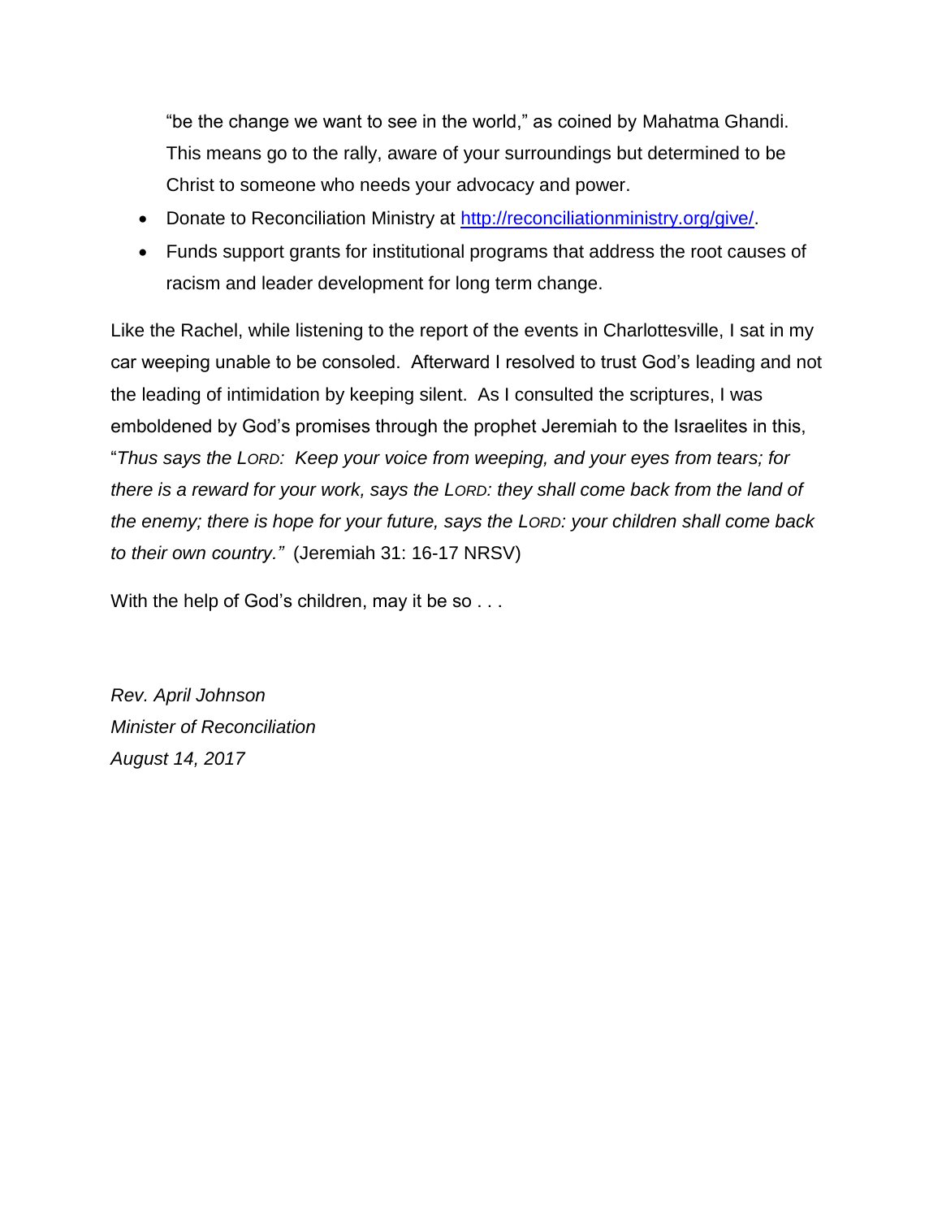"be the change we want to see in the world," as coined by Mahatma Ghandi. This means go to the rally, aware of your surroundings but determined to be Christ to someone who needs your advocacy and power.

- Donate to Reconciliation Ministry at [http://reconciliationministry.org/give/](http://reconciliationministry.org/give/).
- Funds support grants for institutional programs that address the root causes of racism and leader development for long term change.

Like the Rachel, while listening to the report of the events in Charlottesville, I sat in my car weeping unable to be consoled. Afterward I resolved to trust God's leading and not the leading of intimidation by keeping silent. As I consulted the scriptures, I was emboldened by God's promises through the prophet Jeremiah to the Israelites in this, "*Thus says the LORD: Keep your voice from weeping, and your eyes from tears; for there is a reward for your work, says the LORD: they shall come back from the land of the enemy; there is hope for your future, says the LORD: your children shall come back to their own country."* (Jeremiah 31: 16-17 NRSV)

With the help of God's children, may it be so . . .

*Rev. April Johnson*
*Minister of Reconciliation*
*August 14, 2017*